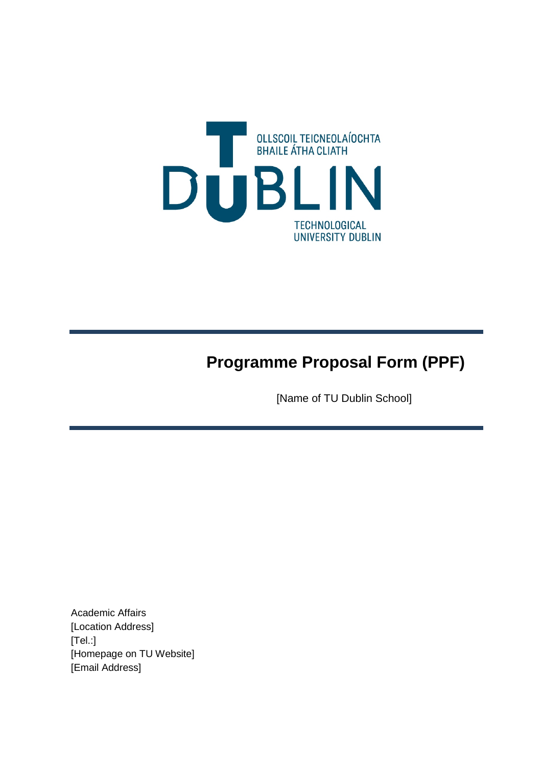OLLSCOIL TEICNEOLAÍOCHTA BHAILE ÁTHA CLIATH

DUBLIN

TECHNOLOGICAL UNIVERSITY DUBLIN

# Programme Proposal Form (PPF)

[Name of TU Dublin School]

Academic Affairs
[Location Address]
[Tel.:]
[Homepage on TU Website]
[Email Address]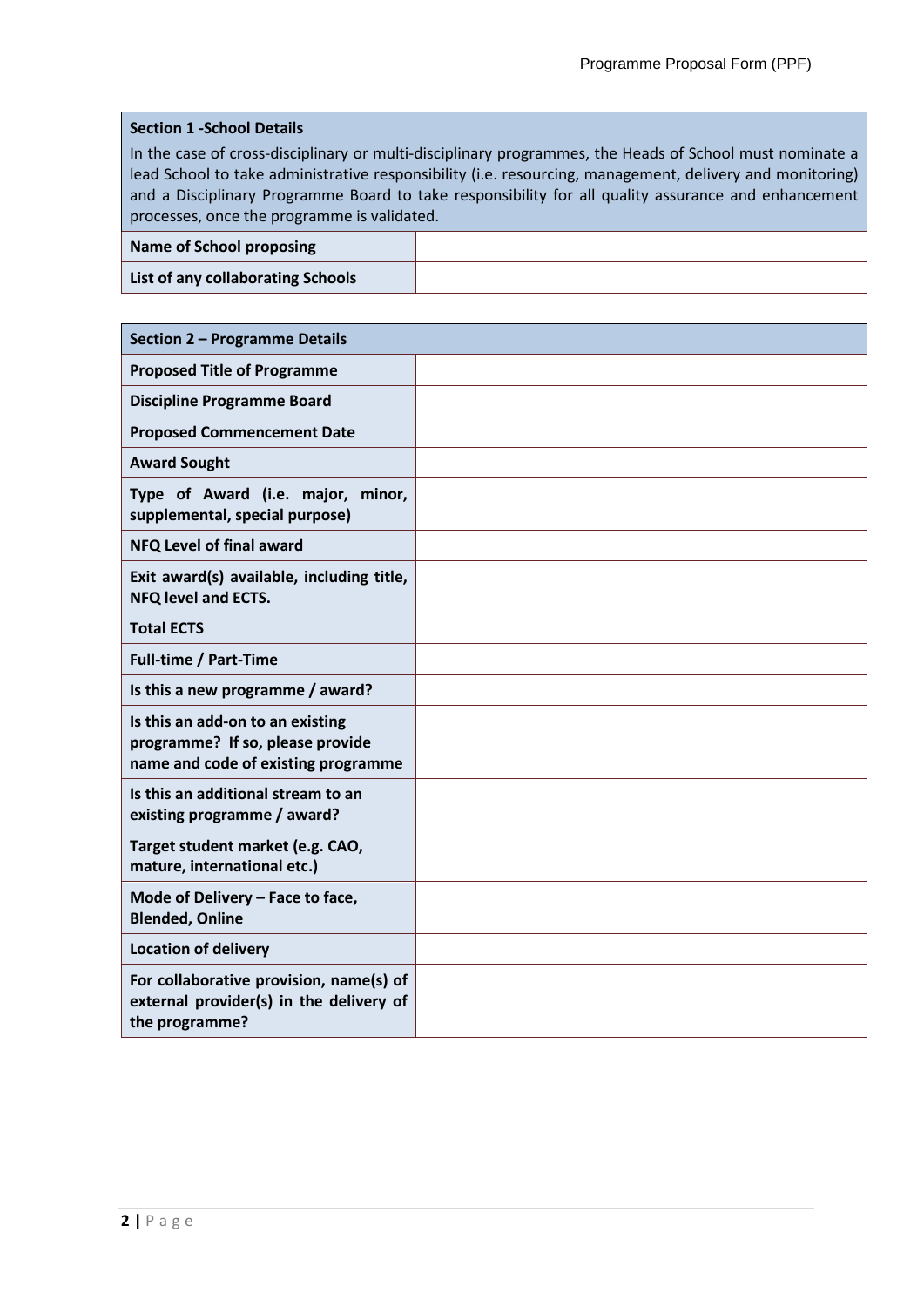| **Section 1 -School Details** | |
| --- | --- |
| In the case of cross-disciplinary or multi-disciplinary programmes, the Heads of School must nominate a lead School to take administrative responsibility (i.e. resourcing, management, delivery and monitoring) and a Disciplinary Programme Board to take responsibility for all quality assurance and enhancement processes, once the programme is validated. | |
| **Name of School proposing** | |
| **List of any collaborating Schools** | |

| **Section 2 – Programme Details** | |
| --- | --- |
| **Proposed Title of Programme** | |
| **Discipline Programme Board** | |
| **Proposed Commencement Date** | |
| **Award Sought** | |
| **Type of Award (i.e. major, minor, supplemental, special purpose)** | |
| **NFQ Level of final award** | |
| **Exit award(s) available, including title, NFQ level and ECTS.** | |
| **Total ECTS** | |
| **Full-time / Part-Time** | |
| **Is this a new programme / award?** | |
| **Is this an add-on to an existing programme? If so, please provide name and code of existing programme** | |
| **Is this an additional stream to an existing programme / award?** | |
| **Target student market (e.g. CAO, mature, international etc.)** | |
| **Mode of Delivery – Face to face, Blended, Online** | |
| **Location of delivery** | |
| **For collaborative provision, name(s) of external provider(s) in the delivery of the programme?** | |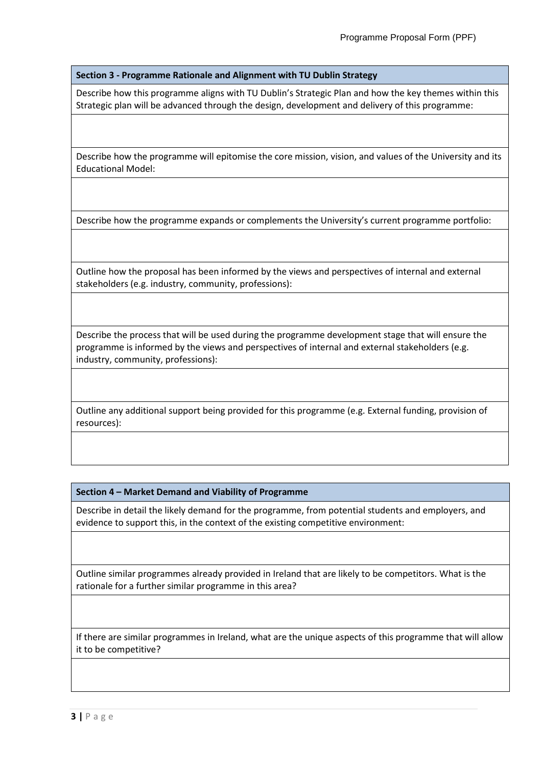## Section 3 - Programme Rationale and Alignment with TU Dublin Strategy

Describe how this programme aligns with TU Dublin's Strategic Plan and how the key themes within this Strategic plan will be advanced through the design, development and delivery of this programme:

Describe how the programme will epitomise the core mission, vision, and values of the University and its Educational Model:

Describe how the programme expands or complements the University's current programme portfolio:

Outline how the proposal has been informed by the views and perspectives of internal and external stakeholders (e.g. industry, community, professions):

Describe the process that will be used during the programme development stage that will ensure the programme is informed by the views and perspectives of internal and external stakeholders (e.g. industry, community, professions):

Outline any additional support being provided for this programme (e.g. External funding, provision of resources):

## Section 4 – Market Demand and Viability of Programme

Describe in detail the likely demand for the programme, from potential students and employers, and evidence to support this, in the context of the existing competitive environment:

Outline similar programmes already provided in Ireland that are likely to be competitors. What is the rationale for a further similar programme in this area?

If there are similar programmes in Ireland, what are the unique aspects of this programme that will allow it to be competitive?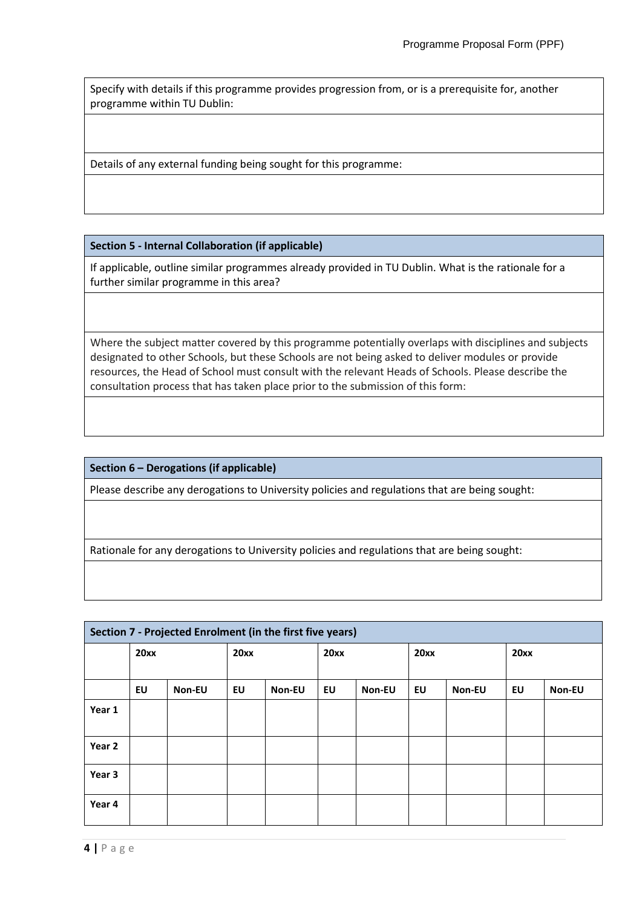| Specify with details if this programme provides progression from, or is a prerequisite for, another programme within TU Dublin: |
| --- |
| |
| Details of any external funding being sought for this programme: |
| |

| Section 5 - Internal Collaboration (if applicable) |
| --- |
| If applicable, outline similar programmes already provided in TU Dublin. What is the rationale for a further similar programme in this area? |
| |
| Where the subject matter covered by this programme potentially overlaps with disciplines and subjects designated to other Schools, but these Schools are not being asked to deliver modules or provide resources, the Head of School must consult with the relevant Heads of Schools. Please describe the consultation process that has taken place prior to the submission of this form: |
| |

| Section 6 – Derogations (if applicable) |
| --- |
| Please describe any derogations to University policies and regulations that are being sought: |
| |
| Rationale for any derogations to University policies and regulations that are being sought: |
| |

**Section 7 - Projected Enrolment (in the first five years)**

| | 20xx | | 20xx | | 20xx | | 20xx | | 20xx | |
| --- | --- | --- | --- | --- | --- | --- | --- | --- | --- | --- |
| | EU | Non-EU | EU | Non-EU | EU | Non-EU | EU | Non-EU | EU | Non-EU |
| Year 1 | | | | | | | | | | |
| Year 2 | | | | | | | | | | |
| Year 3 | | | | | | | | | | |
| Year 4 | | | | | | | | | | |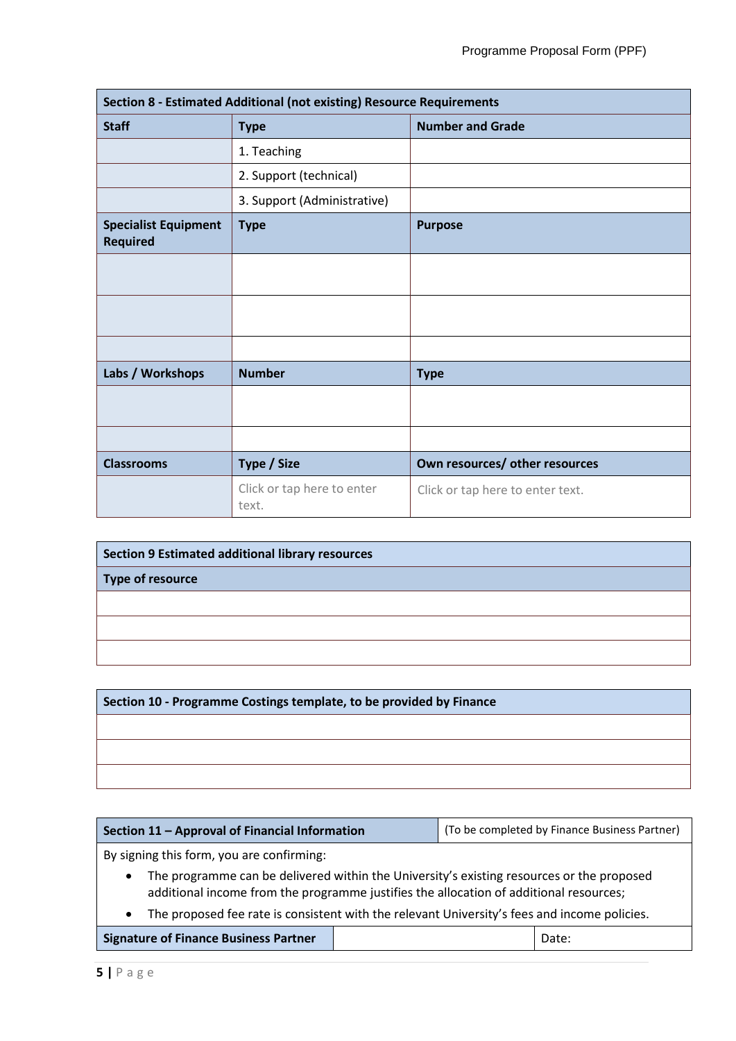| Section 8 - Estimated Additional (not existing) Resource Requirements | | |
|---|---|---|
| **Staff** | **Type** | **Number and Grade** |
| | 1. Teaching | |
| | 2. Support (technical) | |
| | 3. Support (Administrative) | |
| **Specialist Equipment Required** | **Type** | **Purpose** |
| | | |
| | | |
| | | |
| **Labs / Workshops** | **Number** | **Type** |
| | | |
| | | |
| **Classrooms** | **Type / Size** | **Own resources/ other resources** |
| | Click or tap here to enter text. | Click or tap here to enter text. |

| Section 9 Estimated additional library resources |
|---|
| **Type of resource** |
| |
| |
| |

| Section 10 - Programme Costings template, to be provided by Finance |
|---|
| |
| |
| |

| Section 11 – Approval of Financial Information | | (To be completed by Finance Business Partner) |
|---|---|---|
| By signing this form, you are confirming:<br>• The programme can be delivered within the University's existing resources or the proposed additional income from the programme justifies the allocation of additional resources;<br>• The proposed fee rate is consistent with the relevant University's fees and income policies. | | |
| **Signature of Finance Business Partner** | | Date: |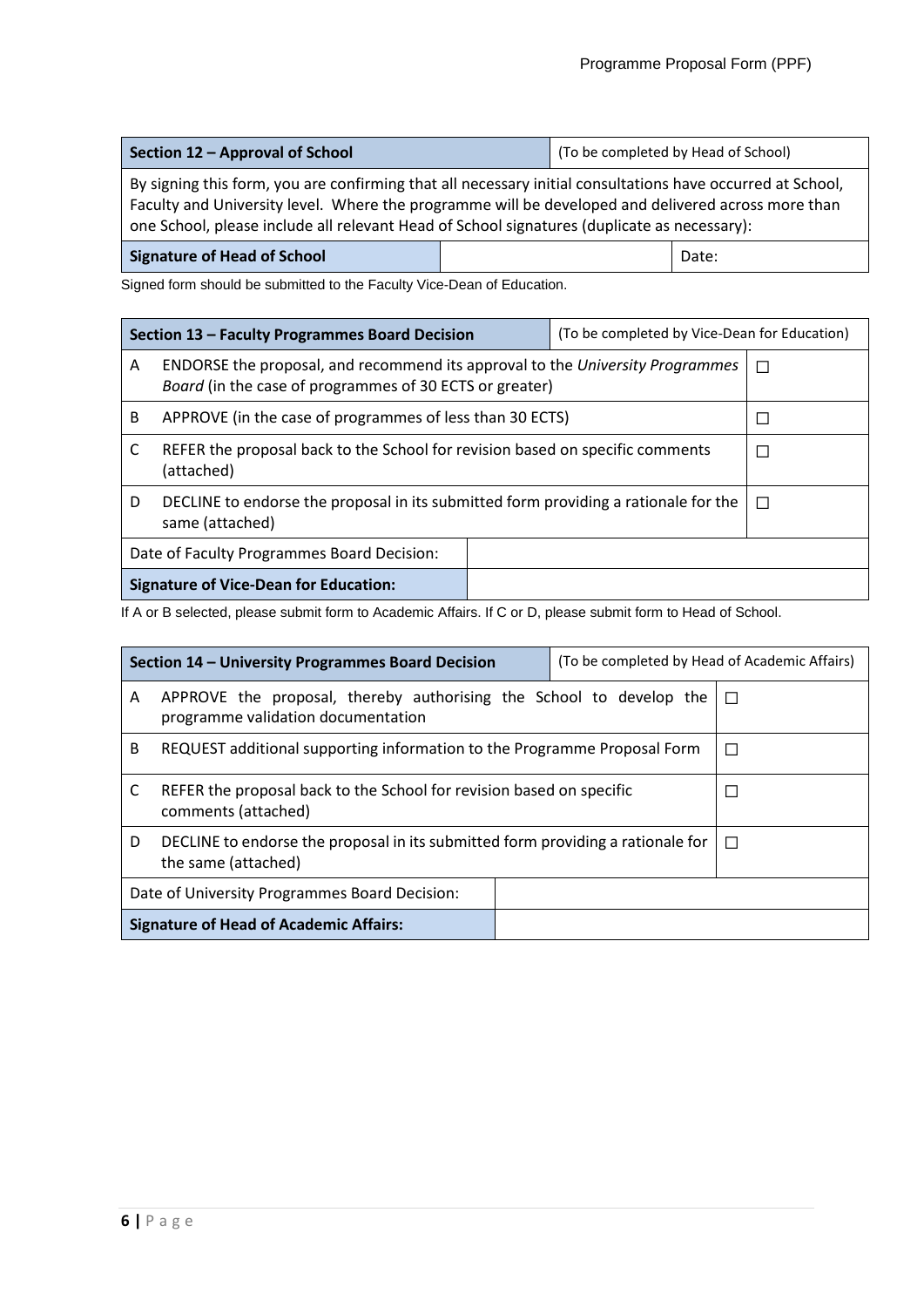| Section 12 – Approval of School | | (To be completed by Head of School) |
|---|---|---|
| By signing this form, you are confirming that all necessary initial consultations have occurred at School, Faculty and University level. Where the programme will be developed and delivered across more than one School, please include all relevant Head of School signatures (duplicate as necessary): | | |
| **Signature of Head of School** | | Date: |

Signed form should be submitted to the Faculty Vice-Dean of Education.

| Section 13 – Faculty Programmes Board Decision | | (To be completed by Vice-Dean for Education) |
|---|---|---|
| A | ENDORSE the proposal, and recommend its approval to the *University Programmes Board* (in the case of programmes of 30 ECTS or greater) | ☐ |
| B | APPROVE (in the case of programmes of less than 30 ECTS) | ☐ |
| C | REFER the proposal back to the School for revision based on specific comments (attached) | ☐ |
| D | DECLINE to endorse the proposal in its submitted form providing a rationale for the same (attached) | ☐ |
| Date of Faculty Programmes Board Decision: | | |
| **Signature of Vice-Dean for Education:** | | |

If A or B selected, please submit form to Academic Affairs. If C or D, please submit form to Head of School.

| Section 14 – University Programmes Board Decision | | (To be completed by Head of Academic Affairs) |
|---|---|---|
| A | APPROVE the proposal, thereby authorising the School to develop the programme validation documentation | ☐ |
| B | REQUEST additional supporting information to the Programme Proposal Form | ☐ |
| C | REFER the proposal back to the School for revision based on specific comments (attached) | ☐ |
| D | DECLINE to endorse the proposal in its submitted form providing a rationale for the same (attached) | ☐ |
| Date of University Programmes Board Decision: | | |
| **Signature of Head of Academic Affairs:** | | |